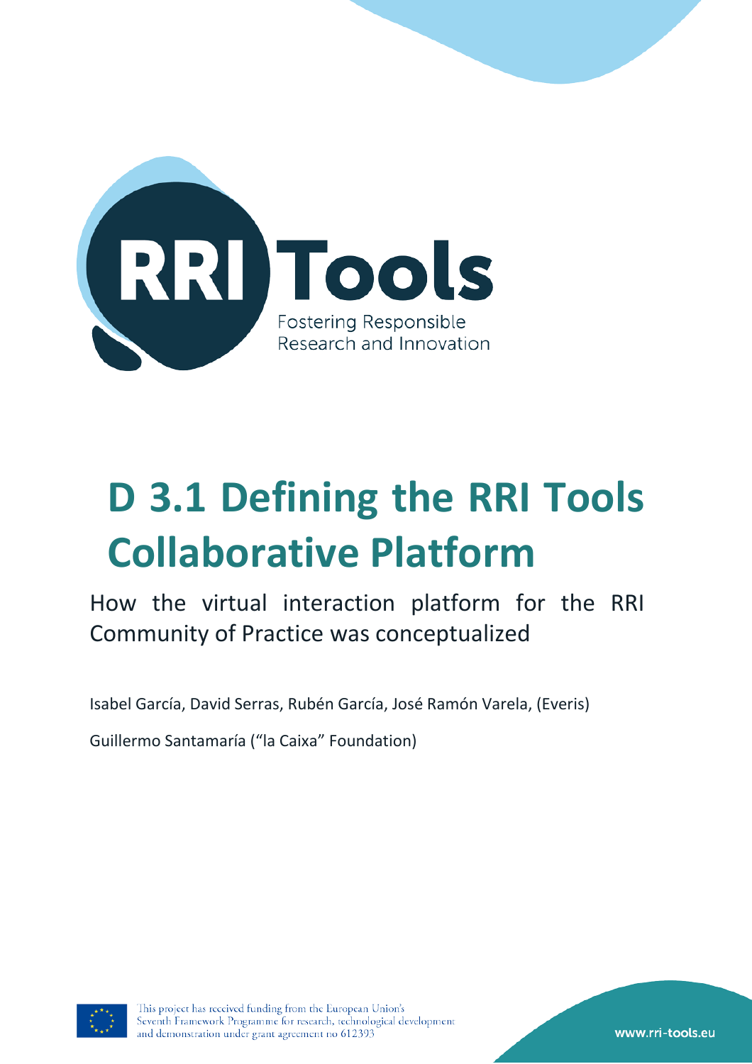RRI Tools

Fostering Responsible Research and Innovation

# D 3.1 Defining the RRI Tools Collaborative Platform

How the virtual interaction platform for the RRI Community of Practice was conceptualized

Isabel García, David Serras, Rubén García, José Ramón Varela, (Everis)

Guillermo Santamaría ("la Caixa" Foundation)

This project has received funding from the European Union's Seventh Framework Programme for research, technological development and demonstration under grant agreement no 612393

www.rri-tools.eu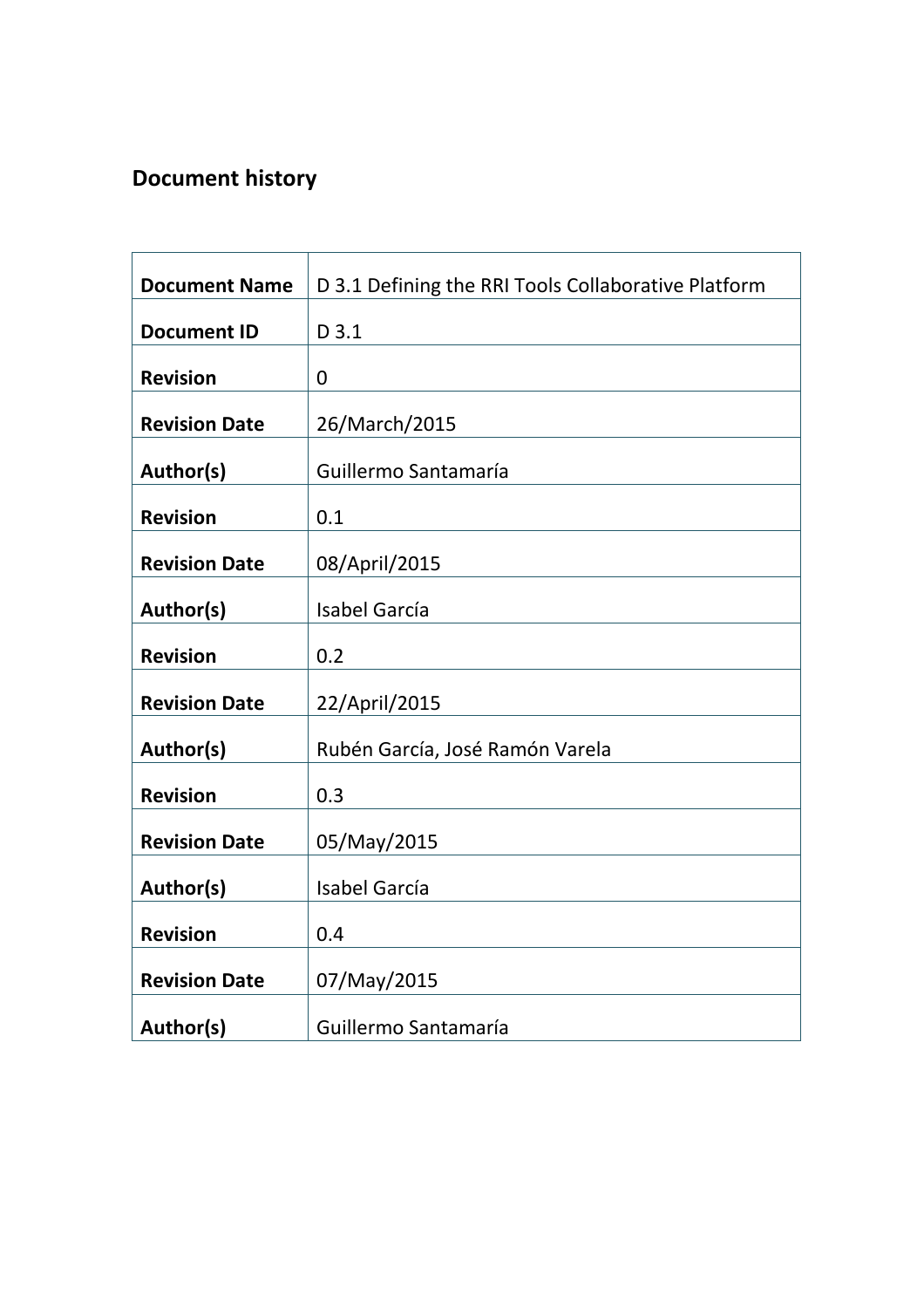## Document history

| Document Name | D 3.1 Defining the RRI Tools Collaborative Platform |
|---|---|
| Document ID | D 3.1 |
| Revision | 0 |
| Revision Date | 26/March/2015 |
| Author(s) | Guillermo Santamaría |
| Revision | 0.1 |
| Revision Date | 08/April/2015 |
| Author(s) | Isabel García |
| Revision | 0.2 |
| Revision Date | 22/April/2015 |
| Author(s) | Rubén García, José Ramón Varela |
| Revision | 0.3 |
| Revision Date | 05/May/2015 |
| Author(s) | Isabel García |
| Revision | 0.4 |
| Revision Date | 07/May/2015 |
| Author(s) | Guillermo Santamaría |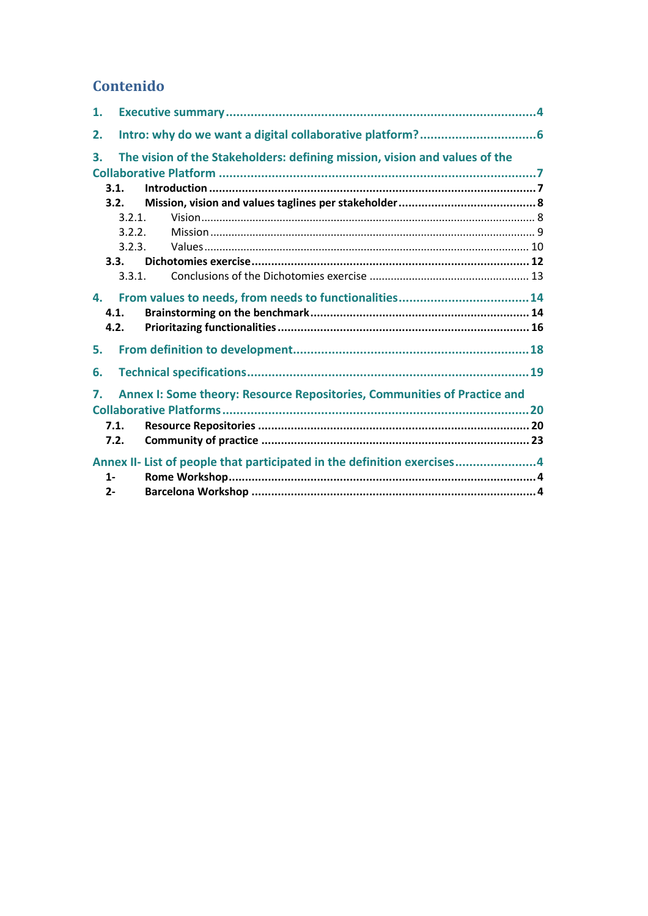# Contenido

1. Executive summary ........................................................................................4
2. Intro: why do we want a digital collaborative platform? ...................................6
3. The vision of the Stakeholders: defining mission, vision and values of the Collaborative Platform .........................................................................................7
   - 3.1. Introduction ..................................................................................7
   - 3.2. Mission, vision and values taglines per stakeholder ..............................8
     - 3.2.1. Vision ...................................................................................8
     - 3.2.2. Mission .................................................................................9
     - 3.2.3. Values ..................................................................................10
   - 3.3. Dichotomies exercise .......................................................................12
     - 3.3.1. Conclusions of the Dichotomies exercise ......................................13
4. From values to needs, from needs to functionalities ......................................14
   - 4.1. Brainstorming on the benchmark ........................................................14
   - 4.2. Prioritazing functionalities ...............................................................16
5. From definition to development ....................................................................18
6. Technical specifications ..............................................................................19
7. Annex I: Some theory: Resource Repositories, Communities of Practice and Collaborative Platforms .......................................................................................20
   - 7.1. Resource Repositories .....................................................................20
   - 7.2. Community of practice ....................................................................23

Annex II- List of people that participated in the definition exercises .......................4
   - 1- Rome Workshop ...............................................................................4
   - 2- Barcelona Workshop ........................................................................4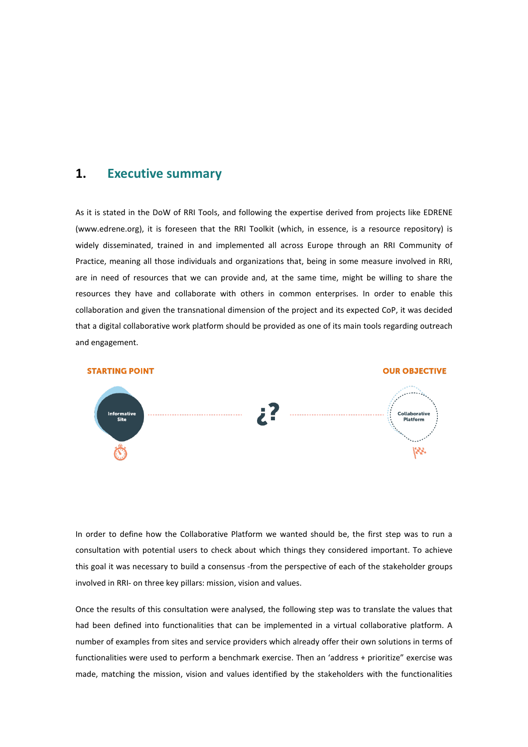# 1. Executive summary

As it is stated in the DoW of RRI Tools, and following the expertise derived from projects like EDRENE (www.edrene.org), it is foreseen that the RRI Toolkit (which, in essence, is a resource repository) is widely disseminated, trained in and implemented all across Europe through an RRI Community of Practice, meaning all those individuals and organizations that, being in some measure involved in RRI, are in need of resources that we can provide and, at the same time, might be willing to share the resources they have and collaborate with others in common enterprises. In order to enable this collaboration and given the transnational dimension of the project and its expected CoP, it was decided that a digital collaborative work platform should be provided as one of its main tools regarding outreach and engagement.

STARTING POINT — Informative Site — ¿? — OUR OBJECTIVE — Collaborative Platform

In order to define how the Collaborative Platform we wanted should be, the first step was to run a consultation with potential users to check about which things they considered important. To achieve this goal it was necessary to build a consensus -from the perspective of each of the stakeholder groups involved in RRI- on three key pillars: mission, vision and values.

Once the results of this consultation were analysed, the following step was to translate the values that had been defined into functionalities that can be implemented in a virtual collaborative platform. A number of examples from sites and service providers which already offer their own solutions in terms of functionalities were used to perform a benchmark exercise. Then an 'address + prioritize" exercise was made, matching the mission, vision and values identified by the stakeholders with the functionalities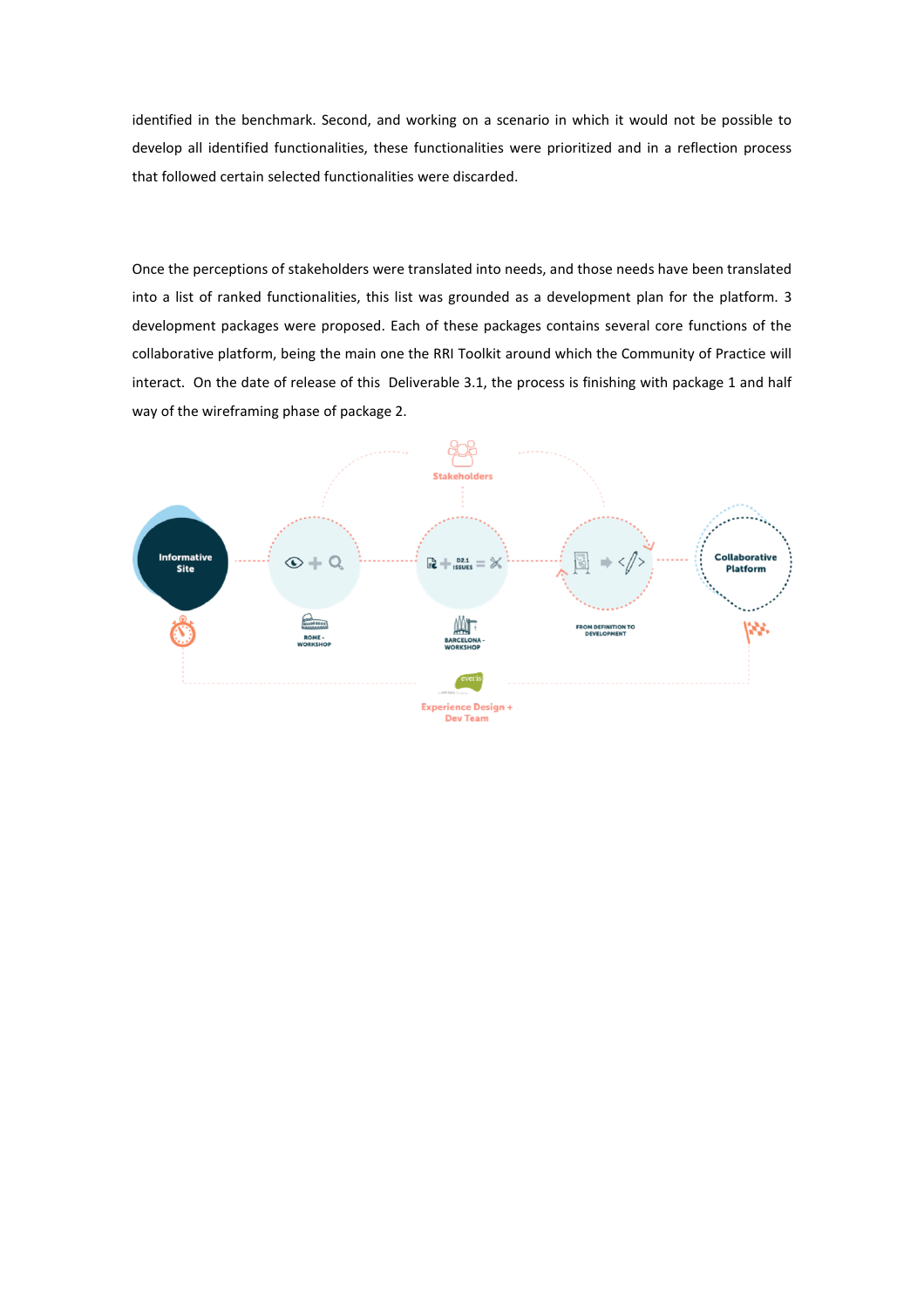identified in the benchmark. Second, and working on a scenario in which it would not be possible to develop all identified functionalities, these functionalities were prioritized and in a reflection process that followed certain selected functionalities were discarded.

Once the perceptions of stakeholders were translated into needs, and those needs have been translated into a list of ranked functionalities, this list was grounded as a development plan for the platform. 3 development packages were proposed. Each of these packages contains several core functions of the collaborative platform, being the main one the RRI Toolkit around which the Community of Practice will interact. On the date of release of this Deliverable 3.1, the process is finishing with package 1 and half way of the wireframing phase of package 2.

Stakeholders

Informative Site

ROME - WORKSHOP

D2.1 ISSUES

BARCELONA - WORKSHOP

FROM DEFINITION TO DEVELOPMENT

Collaborative Platform

everis

Experience Design + Dev Team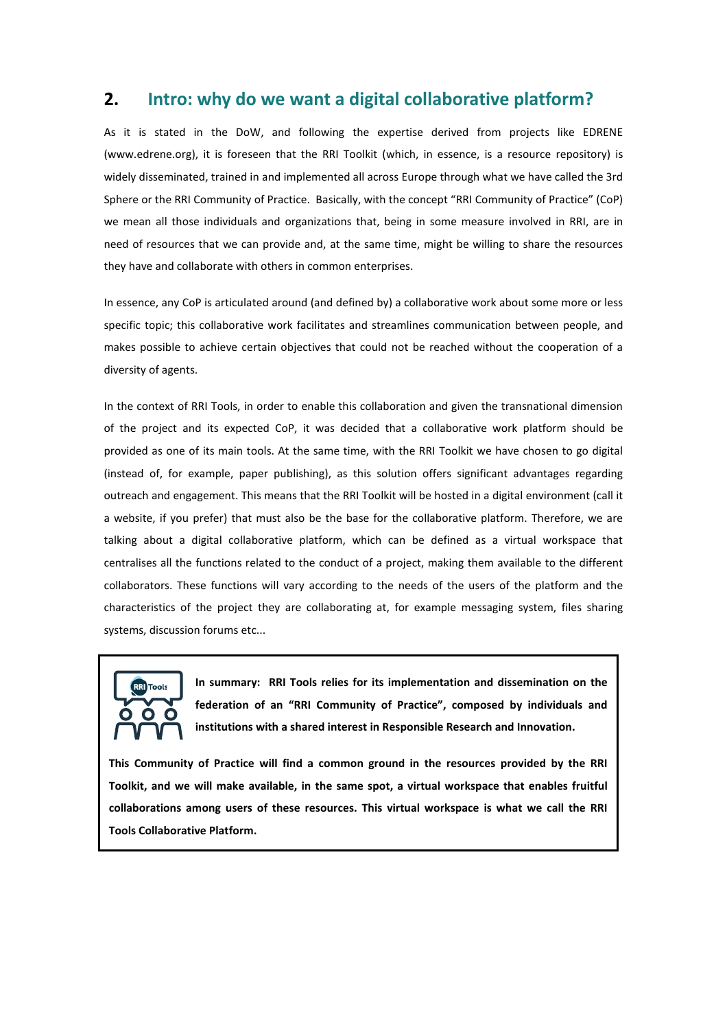## 2. Intro: why do we want a digital collaborative platform?

As it is stated in the DoW, and following the expertise derived from projects like EDRENE (www.edrene.org), it is foreseen that the RRI Toolkit (which, in essence, is a resource repository) is widely disseminated, trained in and implemented all across Europe through what we have called the 3rd Sphere or the RRI Community of Practice. Basically, with the concept "RRI Community of Practice" (CoP) we mean all those individuals and organizations that, being in some measure involved in RRI, are in need of resources that we can provide and, at the same time, might be willing to share the resources they have and collaborate with others in common enterprises.

In essence, any CoP is articulated around (and defined by) a collaborative work about some more or less specific topic; this collaborative work facilitates and streamlines communication between people, and makes possible to achieve certain objectives that could not be reached without the cooperation of a diversity of agents.

In the context of RRI Tools, in order to enable this collaboration and given the transnational dimension of the project and its expected CoP, it was decided that a collaborative work platform should be provided as one of its main tools. At the same time, with the RRI Toolkit we have chosen to go digital (instead of, for example, paper publishing), as this solution offers significant advantages regarding outreach and engagement. This means that the RRI Toolkit will be hosted in a digital environment (call it a website, if you prefer) that must also be the base for the collaborative platform. Therefore, we are talking about a digital collaborative platform, which can be defined as a virtual workspace that centralises all the functions related to the conduct of a project, making them available to the different collaborators. These functions will vary according to the needs of the users of the platform and the characteristics of the project they are collaborating at, for example messaging system, files sharing systems, discussion forums etc...

**In summary: RRI Tools relies for its implementation and dissemination on the federation of an "RRI Community of Practice", composed by individuals and institutions with a shared interest in Responsible Research and Innovation.**

**This Community of Practice will find a common ground in the resources provided by the RRI Toolkit, and we will make available, in the same spot, a virtual workspace that enables fruitful collaborations among users of these resources. This virtual workspace is what we call the RRI Tools Collaborative Platform.**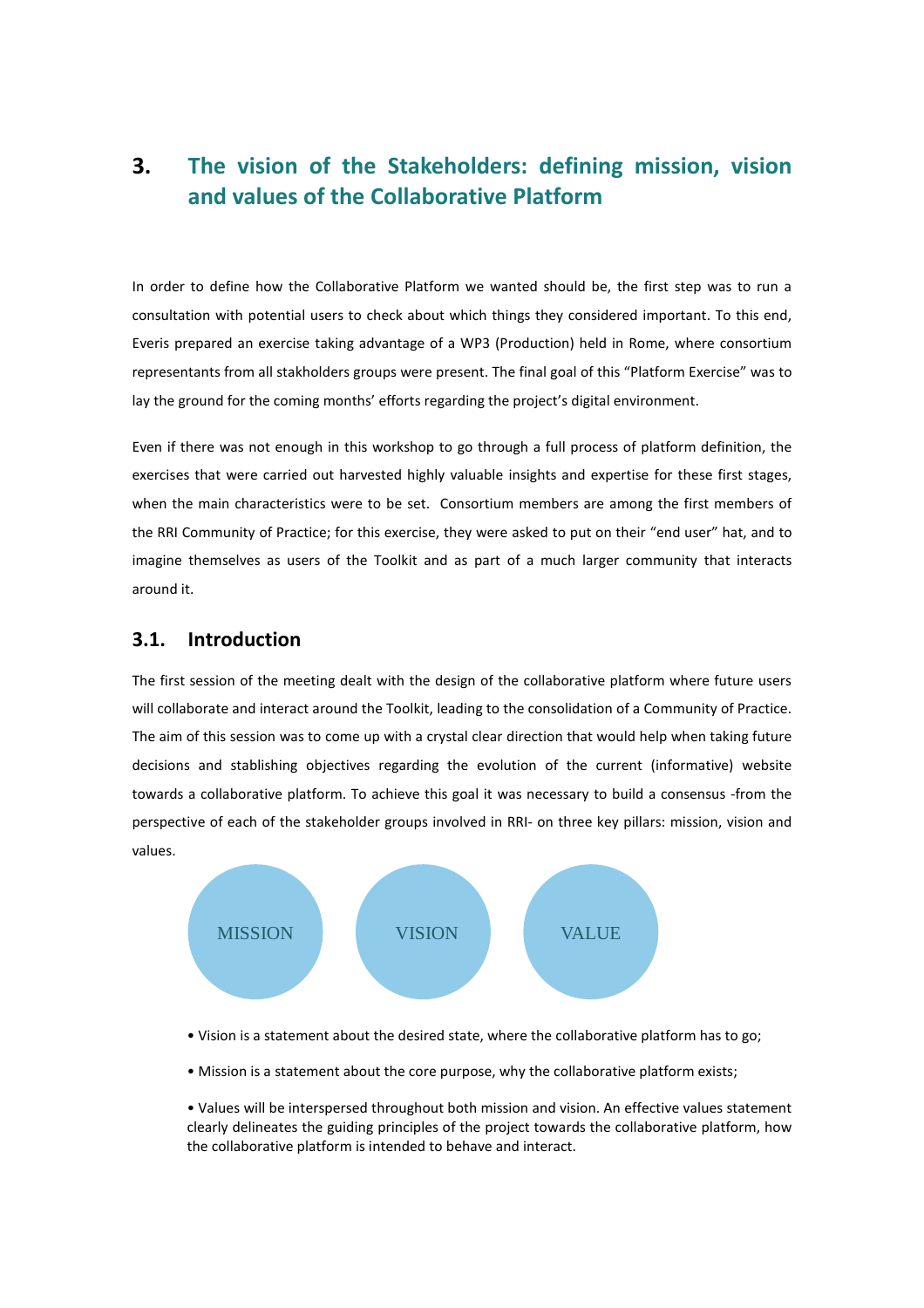# 3. The vision of the Stakeholders: defining mission, vision and values of the Collaborative Platform

In order to define how the Collaborative Platform we wanted should be, the first step was to run a consultation with potential users to check about which things they considered important. To this end, Everis prepared an exercise taking advantage of a WP3 (Production) held in Rome, where consortium representants from all stakholders groups were present. The final goal of this "Platform Exercise" was to lay the ground for the coming months' efforts regarding the project's digital environment.

Even if there was not enough in this workshop to go through a full process of platform definition, the exercises that were carried out harvested highly valuable insights and expertise for these first stages, when the main characteristics were to be set. Consortium members are among the first members of the RRI Community of Practice; for this exercise, they were asked to put on their "end user" hat, and to imagine themselves as users of the Toolkit and as part of a much larger community that interacts around it.

## 3.1. Introduction

The first session of the meeting dealt with the design of the collaborative platform where future users will collaborate and interact around the Toolkit, leading to the consolidation of a Community of Practice. The aim of this session was to come up with a crystal clear direction that would help when taking future decisions and stablishing objectives regarding the evolution of the current (informative) website towards a collaborative platform. To achieve this goal it was necessary to build a consensus -from the perspective of each of the stakeholder groups involved in RRI- on three key pillars: mission, vision and values.

MISSION VISION VALUE

- Vision is a statement about the desired state, where the collaborative platform has to go;
- Mission is a statement about the core purpose, why the collaborative platform exists;
- Values will be interspersed throughout both mission and vision. An effective values statement clearly delineates the guiding principles of the project towards the collaborative platform, how the collaborative platform is intended to behave and interact.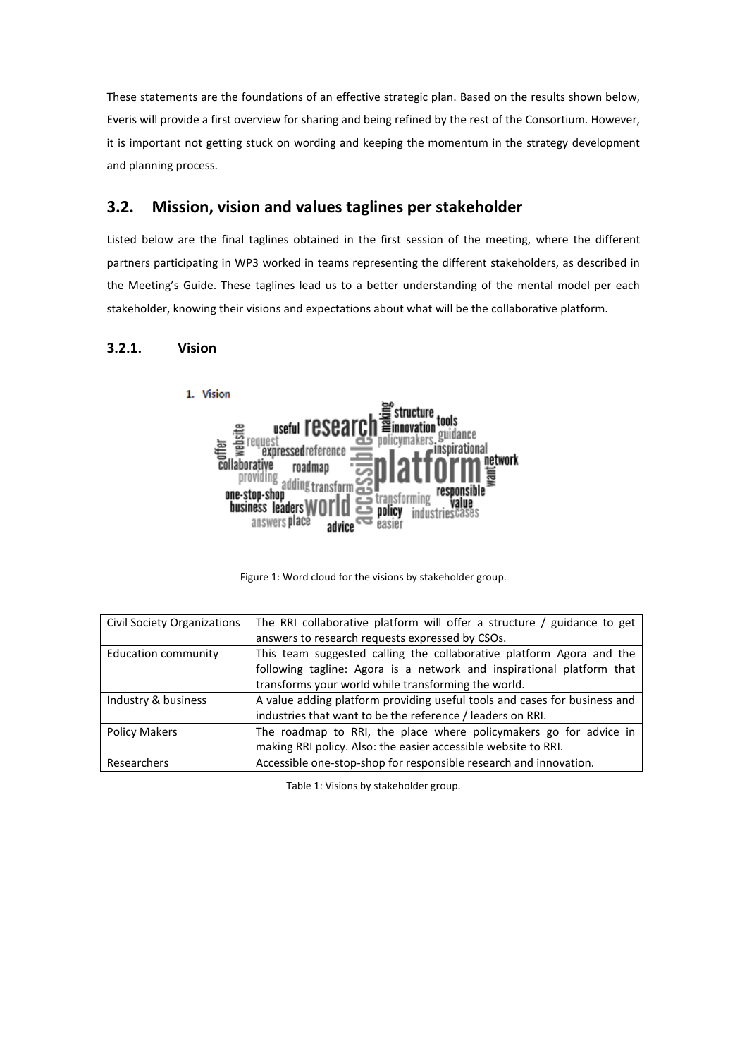These statements are the foundations of an effective strategic plan. Based on the results shown below, Everis will provide a first overview for sharing and being refined by the rest of the Consortium. However, it is important not getting stuck on wording and keeping the momentum in the strategy development and planning process.

## 3.2. Mission, vision and values taglines per stakeholder

Listed below are the final taglines obtained in the first session of the meeting, where the different partners participating in WP3 worked in teams representing the different stakeholders, as described in the Meeting's Guide. These taglines lead us to a better understanding of the mental model per each stakeholder, knowing their visions and expectations about what will be the collaborative platform.

### 3.2.1. Vision

Figure 1: Word cloud for the visions by stakeholder group.

| Civil Society Organizations | The RRI collaborative platform will offer a structure / guidance to get answers to research requests expressed by CSOs. |
|---|---|
| Education community | This team suggested calling the collaborative platform Agora and the following tagline: Agora is a network and inspirational platform that transforms your world while transforming the world. |
| Industry & business | A value adding platform providing useful tools and cases for business and industries that want to be the reference / leaders on RRI. |
| Policy Makers | The roadmap to RRI, the place where policymakers go for advice in making RRI policy. Also: the easier accessible website to RRI. |
| Researchers | Accessible one-stop-shop for responsible research and innovation. |

Table 1: Visions by stakeholder group.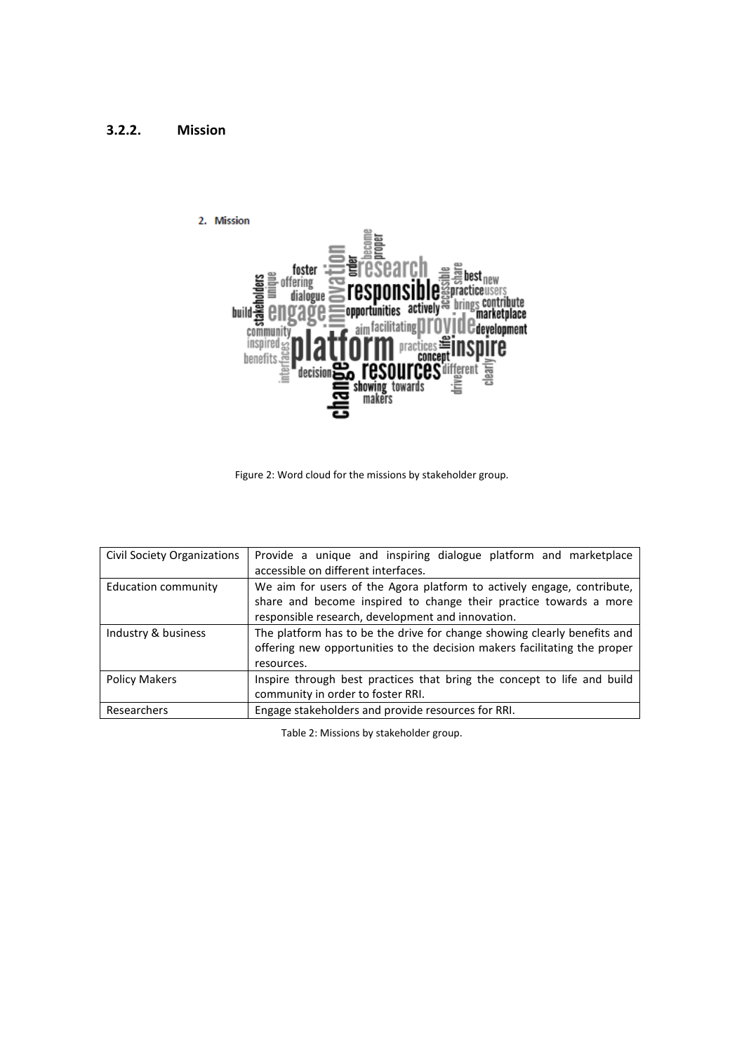### 3.2.2. Mission

Figure 2: Word cloud for the missions by stakeholder group.

| | |
|---|---|
| Civil Society Organizations | Provide a unique and inspiring dialogue platform and marketplace accessible on different interfaces. |
| Education community | We aim for users of the Agora platform to actively engage, contribute, share and become inspired to change their practice towards a more responsible research, development and innovation. |
| Industry & business | The platform has to be the drive for change showing clearly benefits and offering new opportunities to the decision makers facilitating the proper resources. |
| Policy Makers | Inspire through best practices that bring the concept to life and build community in order to foster RRI. |
| Researchers | Engage stakeholders and provide resources for RRI. |

Table 2: Missions by stakeholder group.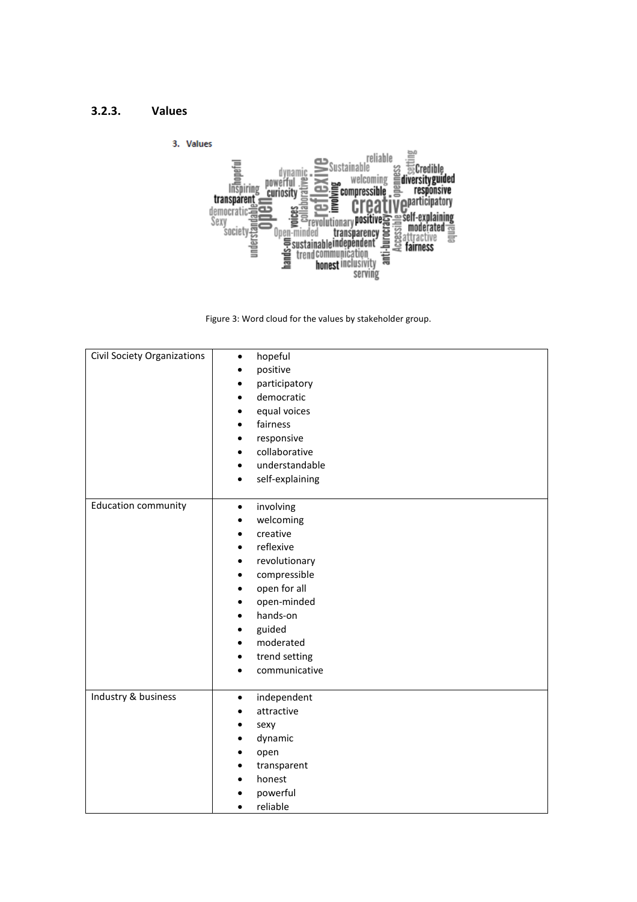### 3.2.3. Values

Figure 3: Word cloud for the values by stakeholder group.

| Civil Society Organizations | <ul><li>hopeful</li><li>positive</li><li>participatory</li><li>democratic</li><li>equal voices</li><li>fairness</li><li>responsive</li><li>collaborative</li><li>understandable</li><li>self-explaining</li></ul> |
|---|---|
| Education community | <ul><li>involving</li><li>welcoming</li><li>creative</li><li>reflexive</li><li>revolutionary</li><li>compressible</li><li>open for all</li><li>open-minded</li><li>hands-on</li><li>guided</li><li>moderated</li><li>trend setting</li><li>communicative</li></ul> |
| Industry & business | <ul><li>independent</li><li>attractive</li><li>sexy</li><li>dynamic</li><li>open</li><li>transparent</li><li>honest</li><li>powerful</li><li>reliable</li></ul> |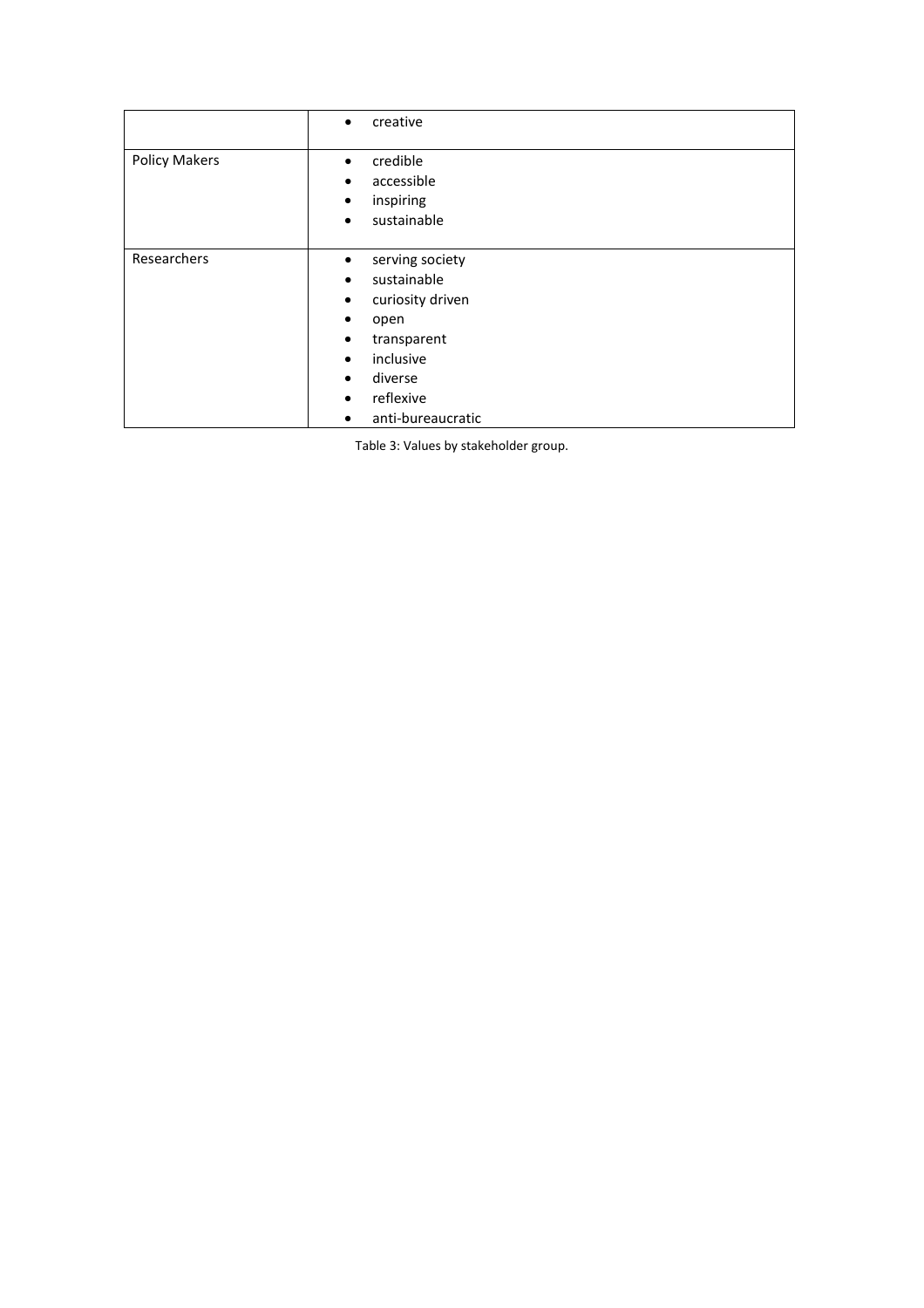|  |  |
| --- | --- |
|  | • creative |
| Policy Makers | • credible<br>• accessible<br>• inspiring<br>• sustainable |
| Researchers | • serving society<br>• sustainable<br>• curiosity driven<br>• open<br>• transparent<br>• inclusive<br>• diverse<br>• reflexive<br>• anti-bureaucratic |

Table 3: Values by stakeholder group.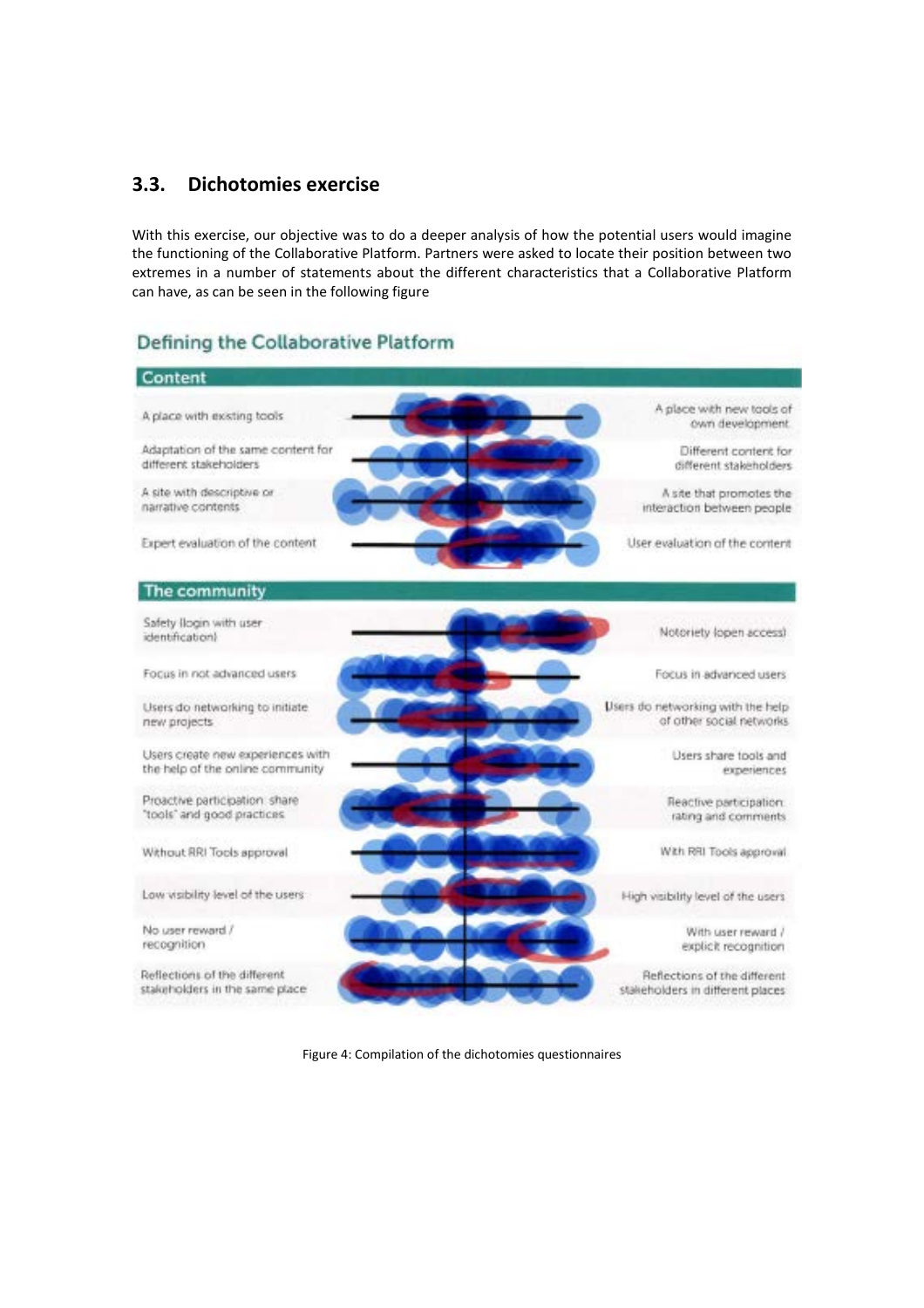## 3.3. Dichotomies exercise

With this exercise, our objective was to do a deeper analysis of how the potential users would imagine the functioning of the Collaborative Platform. Partners were asked to locate their position between two extremes in a number of statements about the different characteristics that a Collaborative Platform can have, as can be seen in the following figure

Defining the Collaborative Platform

**Content**

| | |
|---|---|
| A place with existing tools | A place with new tools of own development |
| Adaptation of the same content for different stakeholders | Different content for different stakeholders |
| A site with descriptive or narrative contents | A site that promotes the interaction between people |
| Expert evaluation of the content | User evaluation of the content |

**The community**

| | |
|---|---|
| Safety (login with user identification) | Notoriety (open access) |
| Focus in not advanced users | Focus in advanced users |
| Users do networking to initiate new projects | Users do networking with the help of other social networks |
| Users create new experiences with the help of the online community | Users share tools and experiences |
| Proactive participation: share "tools" and good practices | Reactive participation: rating and comments |
| Without RRI Tools approval | With RRI Tools approval |
| Low visibility level of the users | High visibility level of the users |
| No user reward / recognition | With user reward / explicit recognition |
| Reflections of the different stakeholders in the same place | Reflections of the different stakeholders in different places |

Figure 4: Compilation of the dichotomies questionnaires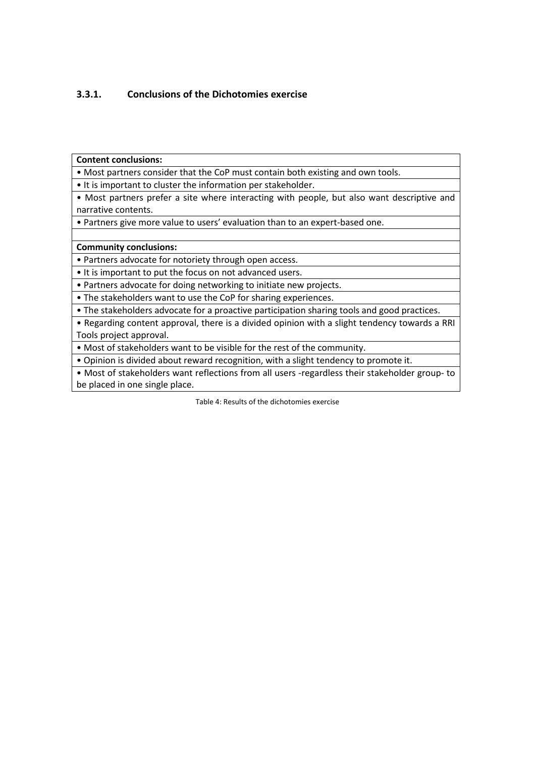### 3.3.1. Conclusions of the Dichotomies exercise

| **Content conclusions:** |
|---|
| • Most partners consider that the CoP must contain both existing and own tools. |
| • It is important to cluster the information per stakeholder. |
| • Most partners prefer a site where interacting with people, but also want descriptive and narrative contents. |
| • Partners give more value to users' evaluation than to an expert-based one. |
| |
| **Community conclusions:** |
| • Partners advocate for notoriety through open access. |
| • It is important to put the focus on not advanced users. |
| • Partners advocate for doing networking to initiate new projects. |
| • The stakeholders want to use the CoP for sharing experiences. |
| • The stakeholders advocate for a proactive participation sharing tools and good practices. |
| • Regarding content approval, there is a divided opinion with a slight tendency towards a RRI Tools project approval. |
| • Most of stakeholders want to be visible for the rest of the community. |
| • Opinion is divided about reward recognition, with a slight tendency to promote it. |
| • Most of stakeholders want reflections from all users -regardless their stakeholder group- to be placed in one single place. |

Table 4: Results of the dichotomies exercise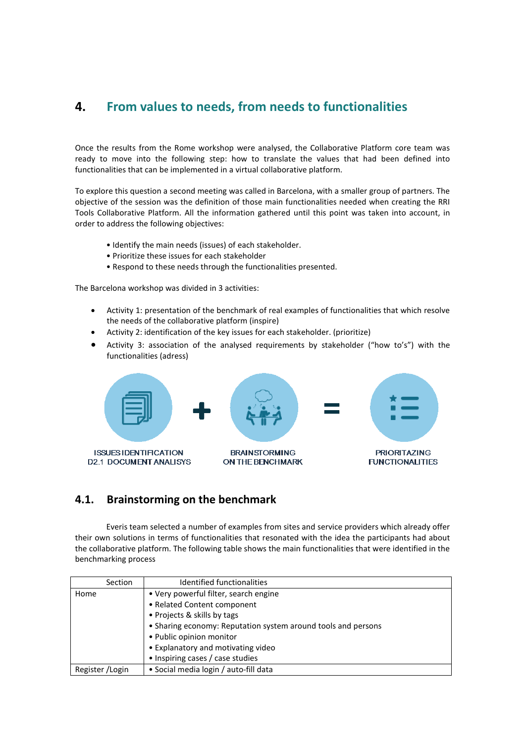# 4. From values to needs, from needs to functionalities

Once the results from the Rome workshop were analysed, the Collaborative Platform core team was ready to move into the following step: how to translate the values that had been defined into functionalities that can be implemented in a virtual collaborative platform.

To explore this question a second meeting was called in Barcelona, with a smaller group of partners. The objective of the session was the definition of those main functionalities needed when creating the RRI Tools Collaborative Platform. All the information gathered until this point was taken into account, in order to address the following objectives:

- Identify the main needs (issues) of each stakeholder.
- Prioritize these issues for each stakeholder
- Respond to these needs through the functionalities presented.

The Barcelona workshop was divided in 3 activities:

- Activity 1: presentation of the benchmark of real examples of functionalities that which resolve the needs of the collaborative platform (inspire)
- Activity 2: identification of the key issues for each stakeholder. (prioritize)
- Activity 3: association of the analysed requirements by stakeholder ("how to's") with the functionalities (adress)

ISSUES IDENTIFICATION D2.1 DOCUMENT ANALISYS + BRAINSTORMING ON THE BENCHMARK = PRIORITAZING FUNCTIONALITIES

## 4.1. Brainstorming on the benchmark

Everis team selected a number of examples from sites and service providers which already offer their own solutions in terms of functionalities that resonated with the idea the participants had about the collaborative platform. The following table shows the main functionalities that were identified in the benchmarking process

| Section | Identified functionalities |
|---|---|
| Home | • Very powerful filter, search engine<br>• Related Content component<br>• Projects & skills by tags<br>• Sharing economy: Reputation system around tools and persons<br>• Public opinion monitor<br>• Explanatory and motivating video<br>• Inspiring cases / case studies |
| Register /Login | • Social media login / auto-fill data |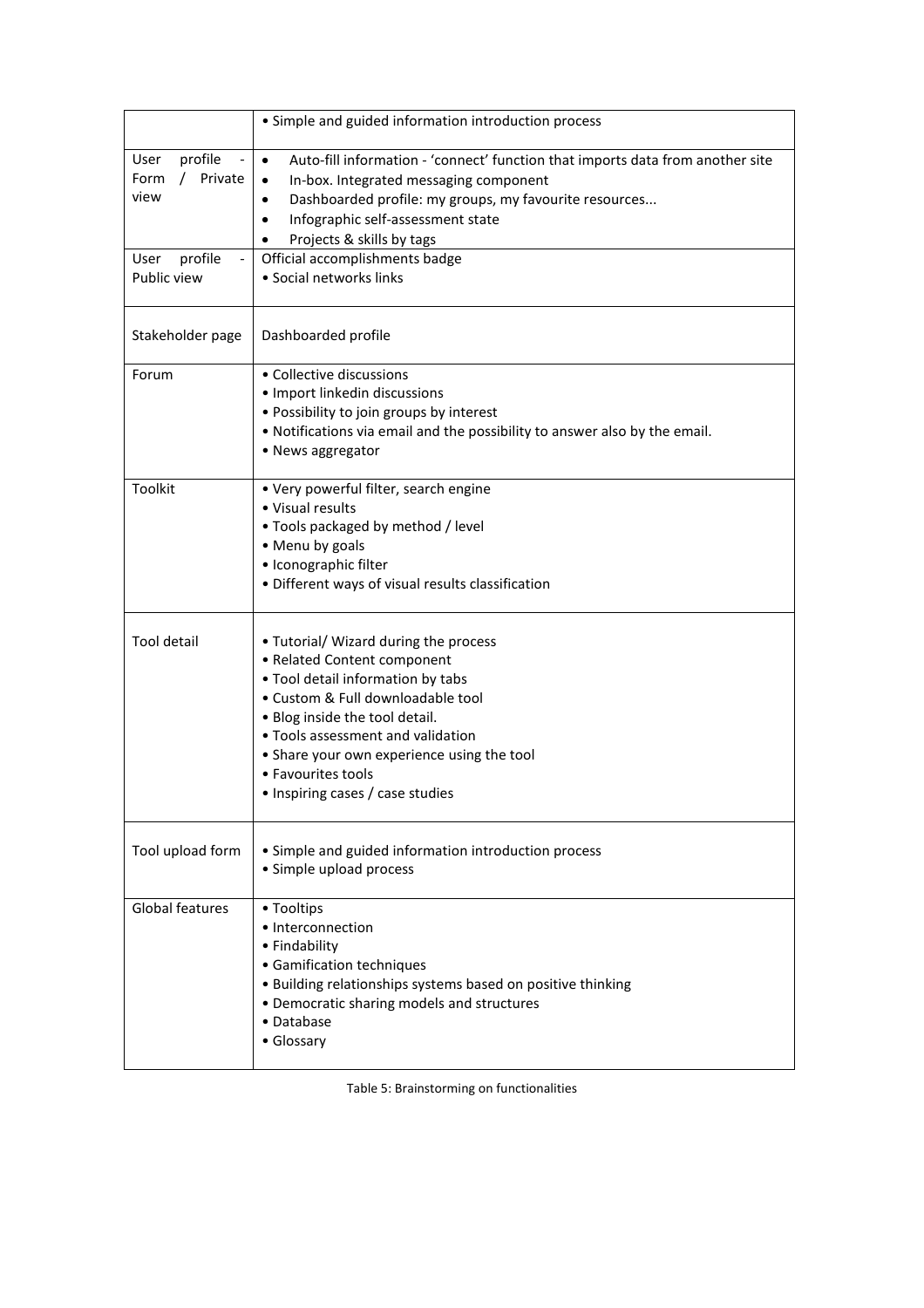| | |
|---|---|
| | • Simple and guided information introduction process |
| User profile - Form / Private view | • Auto-fill information - 'connect' function that imports data from another site<br>• In-box. Integrated messaging component<br>• Dashboarded profile: my groups, my favourite resources...<br>• Infographic self-assessment state<br>• Projects & skills by tags |
| User profile - Public view | Official accomplishments badge<br>• Social networks links |
| Stakeholder page | Dashboarded profile |
| Forum | • Collective discussions<br>• Import linkedin discussions<br>• Possibility to join groups by interest<br>• Notifications via email and the possibility to answer also by the email.<br>• News aggregator |
| Toolkit | • Very powerful filter, search engine<br>• Visual results<br>• Tools packaged by method / level<br>• Menu by goals<br>• Iconographic filter<br>• Different ways of visual results classification |
| Tool detail | • Tutorial/ Wizard during the process<br>• Related Content component<br>• Tool detail information by tabs<br>• Custom & Full downloadable tool<br>• Blog inside the tool detail.<br>• Tools assessment and validation<br>• Share your own experience using the tool<br>• Favourites tools<br>• Inspiring cases / case studies |
| Tool upload form | • Simple and guided information introduction process<br>• Simple upload process |
| Global features | • Tooltips<br>• Interconnection<br>• Findability<br>• Gamification techniques<br>• Building relationships systems based on positive thinking<br>• Democratic sharing models and structures<br>• Database<br>• Glossary |

Table 5: Brainstorming on functionalities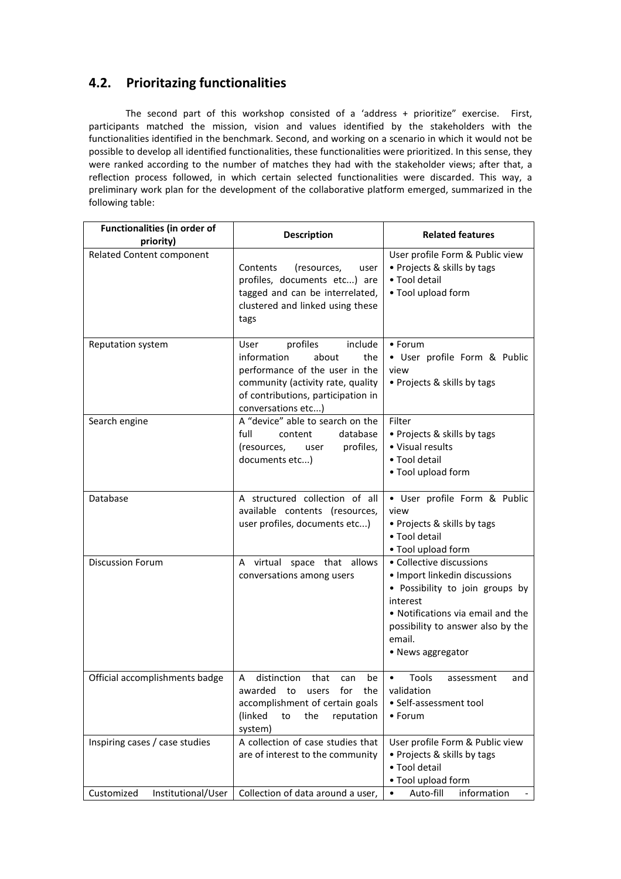## 4.2. Prioritazing functionalities

The second part of this workshop consisted of a 'address + prioritize" exercise. First, participants matched the mission, vision and values identified by the stakeholders with the functionalities identified in the benchmark. Second, and working on a scenario in which it would not be possible to develop all identified functionalities, these functionalities were prioritized. In this sense, they were ranked according to the number of matches they had with the stakeholder views; after that, a reflection process followed, in which certain selected functionalities were discarded. This way, a preliminary work plan for the development of the collaborative platform emerged, summarized in the following table:

| Functionalities (in order of priority) | Description | Related features |
|---|---|---|
| Related Content component | Contents (resources, user profiles, documents etc...) are tagged and can be interrelated, clustered and linked using these tags | User profile Form & Public view<br>• Projects & skills by tags<br>• Tool detail<br>• Tool upload form |
| Reputation system | User profiles include information about the performance of the user in the community (activity rate, quality of contributions, participation in conversations etc...) | • Forum<br>• User profile Form & Public view<br>• Projects & skills by tags |
| Search engine | A "device" able to search on the full content database (resources, user profiles, documents etc...) | Filter<br>• Projects & skills by tags<br>• Visual results<br>• Tool detail<br>• Tool upload form |
| Database | A structured collection of all available contents (resources, user profiles, documents etc...) | • User profile Form & Public view<br>• Projects & skills by tags<br>• Tool detail<br>• Tool upload form |
| Discussion Forum | A virtual space that allows conversations among users | • Collective discussions<br>• Import linkedin discussions<br>• Possibility to join groups by interest<br>• Notifications via email and the possibility to answer also by the email.<br>• News aggregator |
| Official accomplishments badge | A distinction that can be awarded to users for the accomplishment of certain goals (linked to the reputation system) | • Tools assessment and validation<br>• Self-assessment tool<br>• Forum |
| Inspiring cases / case studies | A collection of case studies that are of interest to the community | User profile Form & Public view<br>• Projects & skills by tags<br>• Tool detail<br>• Tool upload form |
| Customized Institutional/User | Collection of data around a user, | • Auto-fill information - |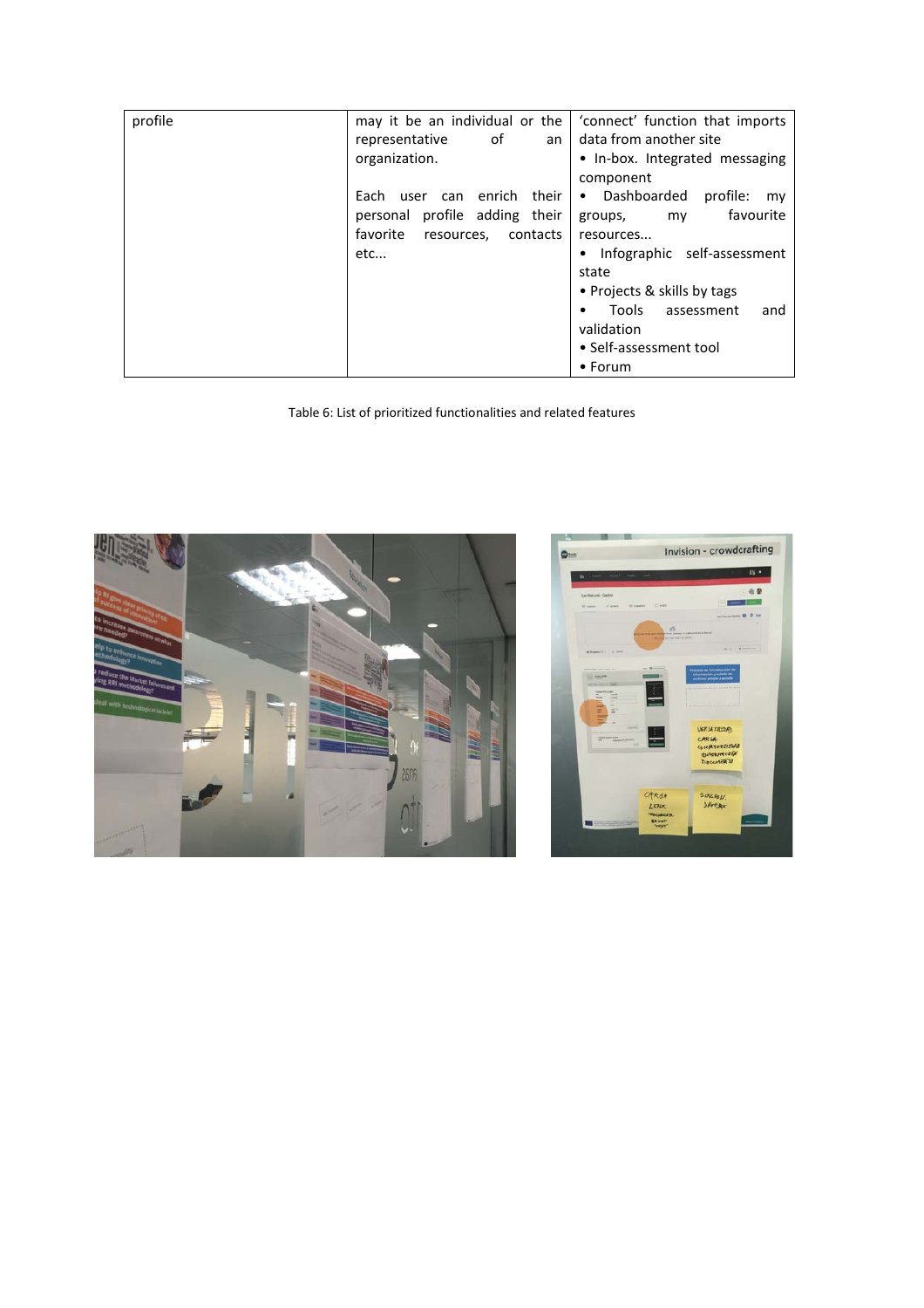| profile | may it be an individual or the representative of an organization.<br><br>Each user can enrich their personal profile adding their favorite resources, contacts etc... | 'connect' function that imports data from another site<br>• In-box. Integrated messaging component<br>• Dashboarded profile: my groups, my favourite resources...<br>• Infographic self-assessment state<br>• Projects & skills by tags<br>• Tools assessment and validation<br>• Self-assessment tool<br>• Forum |
|---|---|---|

Table 6: List of prioritized functionalities and related features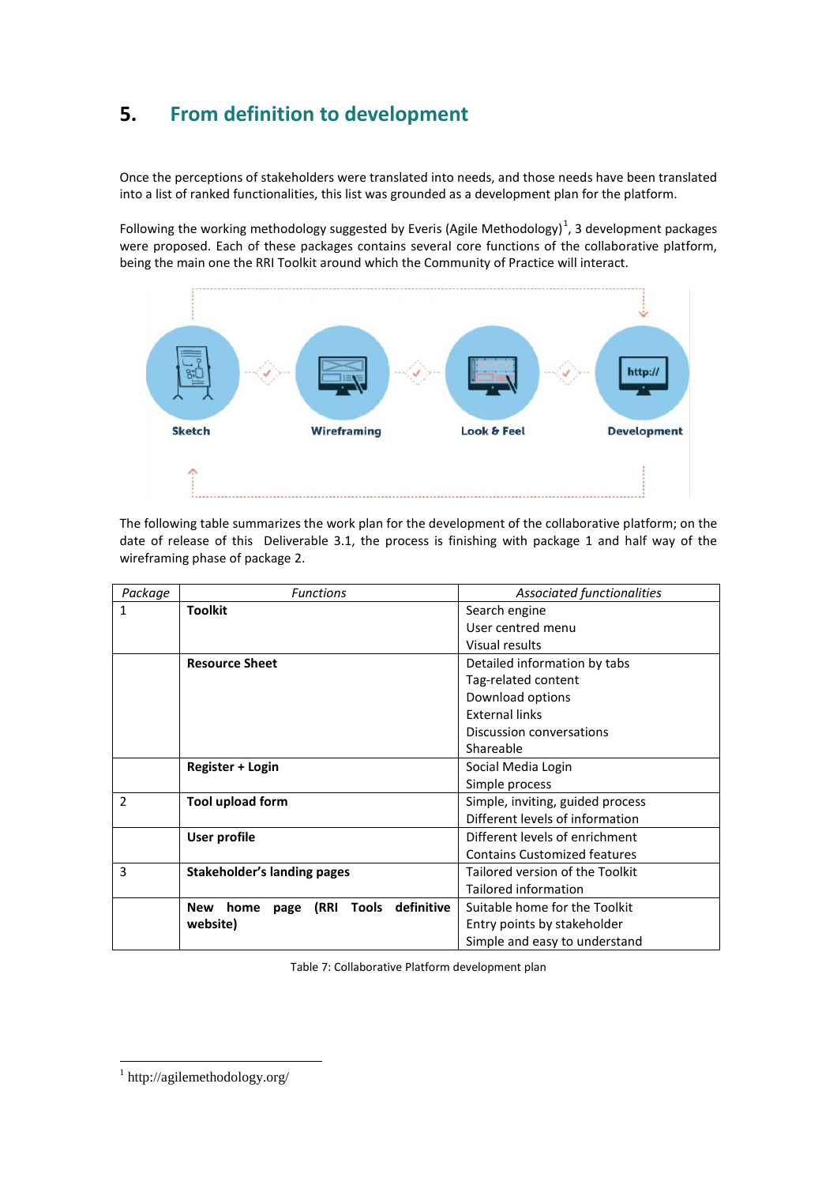# 5. From definition to development

Once the perceptions of stakeholders were translated into needs, and those needs have been translated into a list of ranked functionalities, this list was grounded as a development plan for the platform.

Following the working methodology suggested by Everis (Agile Methodology)[1], 3 development packages were proposed. Each of these packages contains several core functions of the collaborative platform, being the main one the RRI Toolkit around which the Community of Practice will interact.

Sketch · Wireframing · Look & Feel · Development

The following table summarizes the work plan for the development of the collaborative platform; on the date of release of this Deliverable 3.1, the process is finishing with package 1 and half way of the wireframing phase of package 2.

| *Package* | *Functions* | *Associated functionalities* |
|---|---|---|
| 1 | **Toolkit** | Search engine<br>User centred menu<br>Visual results |
| | **Resource Sheet** | Detailed information by tabs<br>Tag-related content<br>Download options<br>External links<br>Discussion conversations<br>Shareable |
| | **Register + Login** | Social Media Login<br>Simple process |
| 2 | **Tool upload form** | Simple, inviting, guided process<br>Different levels of information |
| | **User profile** | Different levels of enrichment<br>Contains Customized features |
| 3 | **Stakeholder's landing pages** | Tailored version of the Toolkit<br>Tailored information |
| | **New home page (RRI Tools definitive website)** | Suitable home for the Toolkit<br>Entry points by stakeholder<br>Simple and easy to understand |

Table 7: Collaborative Platform development plan

[1] http://agilemethodology.org/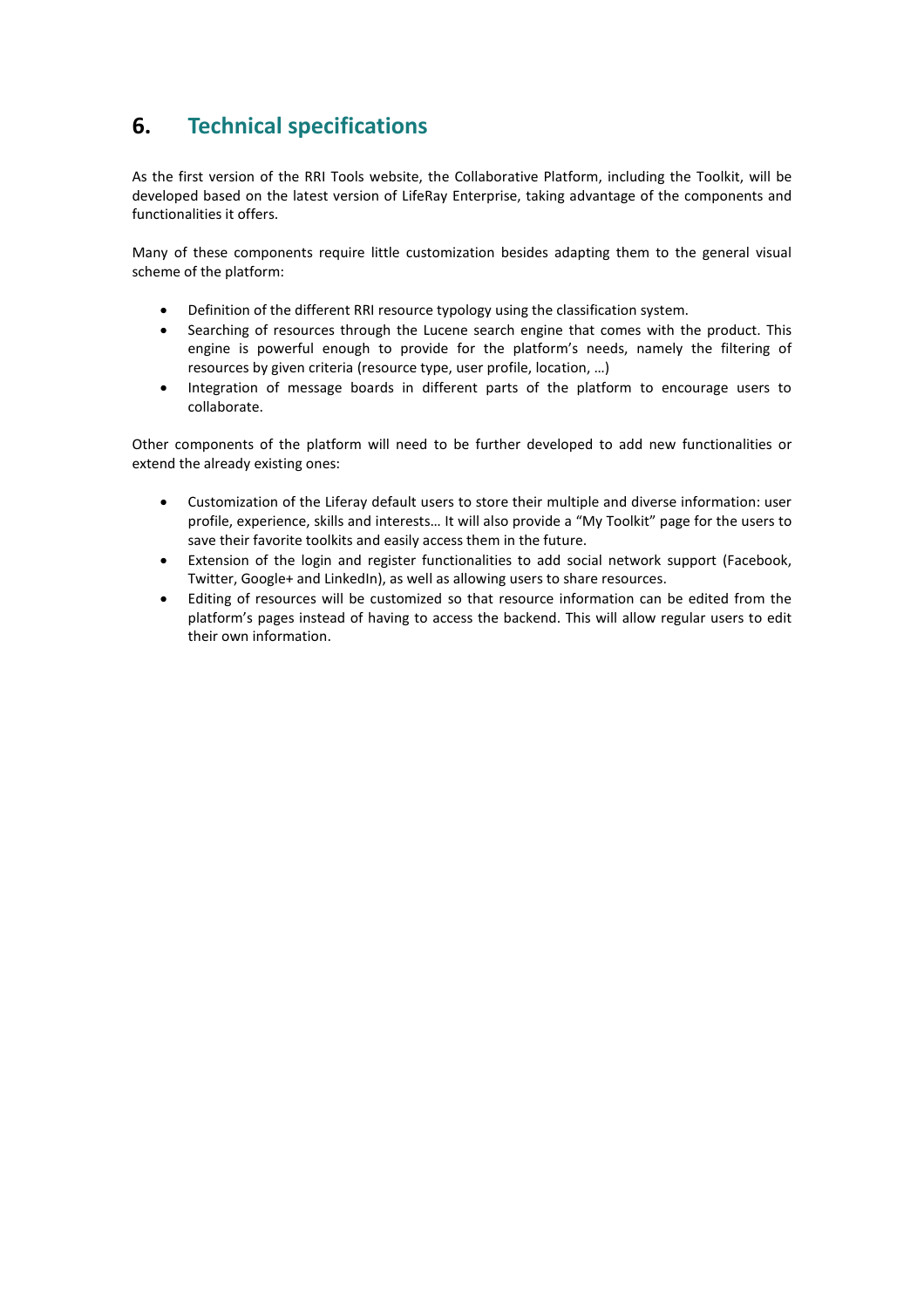## 6. Technical specifications

As the first version of the RRI Tools website, the Collaborative Platform, including the Toolkit, will be developed based on the latest version of LifeRay Enterprise, taking advantage of the components and functionalities it offers.

Many of these components require little customization besides adapting them to the general visual scheme of the platform:

- Definition of the different RRI resource typology using the classification system.
- Searching of resources through the Lucene search engine that comes with the product. This engine is powerful enough to provide for the platform's needs, namely the filtering of resources by given criteria (resource type, user profile, location, …)
- Integration of message boards in different parts of the platform to encourage users to collaborate.

Other components of the platform will need to be further developed to add new functionalities or extend the already existing ones:

- Customization of the Liferay default users to store their multiple and diverse information: user profile, experience, skills and interests… It will also provide a "My Toolkit" page for the users to save their favorite toolkits and easily access them in the future.
- Extension of the login and register functionalities to add social network support (Facebook, Twitter, Google+ and LinkedIn), as well as allowing users to share resources.
- Editing of resources will be customized so that resource information can be edited from the platform's pages instead of having to access the backend. This will allow regular users to edit their own information.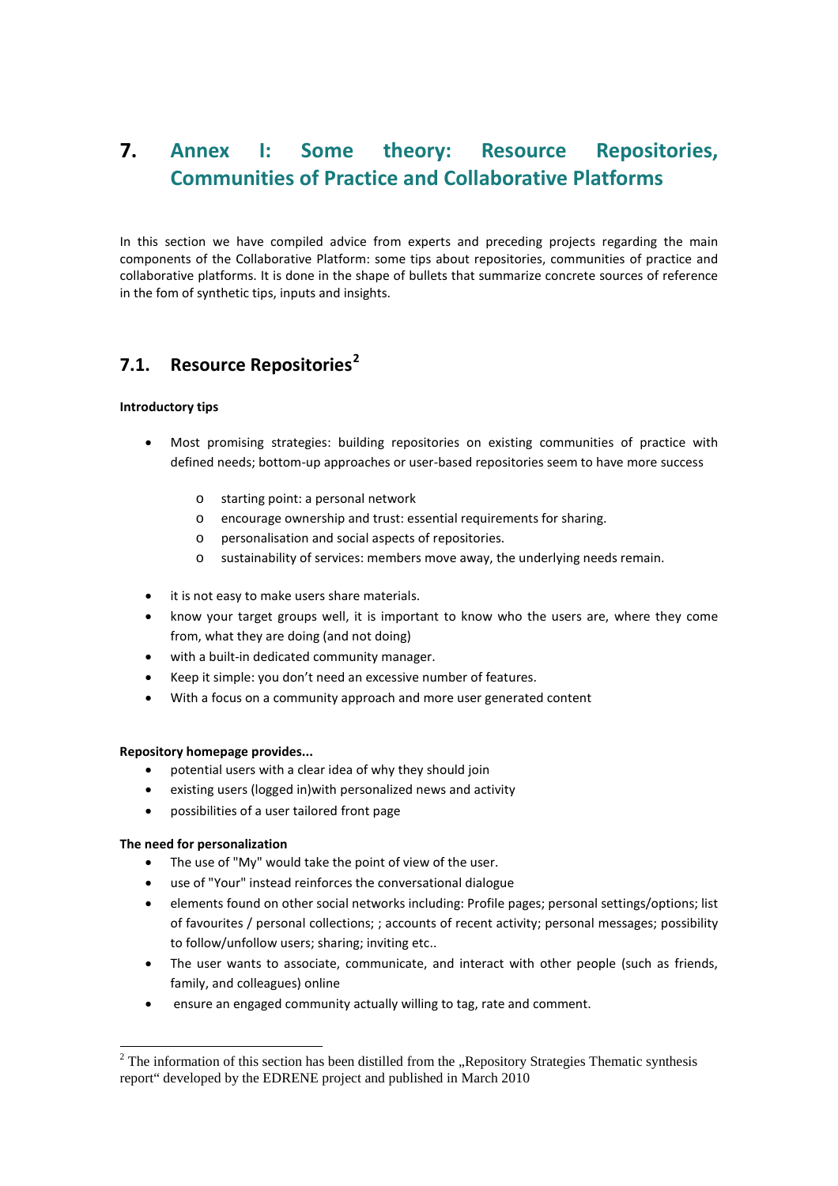# 7. Annex I: Some theory: Resource Repositories, Communities of Practice and Collaborative Platforms

In this section we have compiled advice from experts and preceding projects regarding the main components of the Collaborative Platform: some tips about repositories, communities of practice and collaborative platforms. It is done in the shape of bullets that summarize concrete sources of reference in the fom of synthetic tips, inputs and insights.

## 7.1. Resource Repositories[2]

**Introductory tips**

- Most promising strategies: building repositories on existing communities of practice with defined needs; bottom-up approaches or user-based repositories seem to have more success
  - starting point: a personal network
  - encourage ownership and trust: essential requirements for sharing.
  - personalisation and social aspects of repositories.
  - sustainability of services: members move away, the underlying needs remain.
- it is not easy to make users share materials.
- know your target groups well, it is important to know who the users are, where they come from, what they are doing (and not doing)
- with a built-in dedicated community manager.
- Keep it simple: you don't need an excessive number of features.
- With a focus on a community approach and more user generated content

**Repository homepage provides...**

- potential users with a clear idea of why they should join
- existing users (logged in)with personalized news and activity
- possibilities of a user tailored front page

**The need for personalization**

- The use of "My" would take the point of view of the user.
- use of "Your" instead reinforces the conversational dialogue
- elements found on other social networks including: Profile pages; personal settings/options; list of favourites / personal collections; ; accounts of recent activity; personal messages; possibility to follow/unfollow users; sharing; inviting etc..
- The user wants to associate, communicate, and interact with other people (such as friends, family, and colleagues) online
- ensure an engaged community actually willing to tag, rate and comment.

[2] The information of this section has been distilled from the „Repository Strategies Thematic synthesis report" developed by the EDRENE project and published in March 2010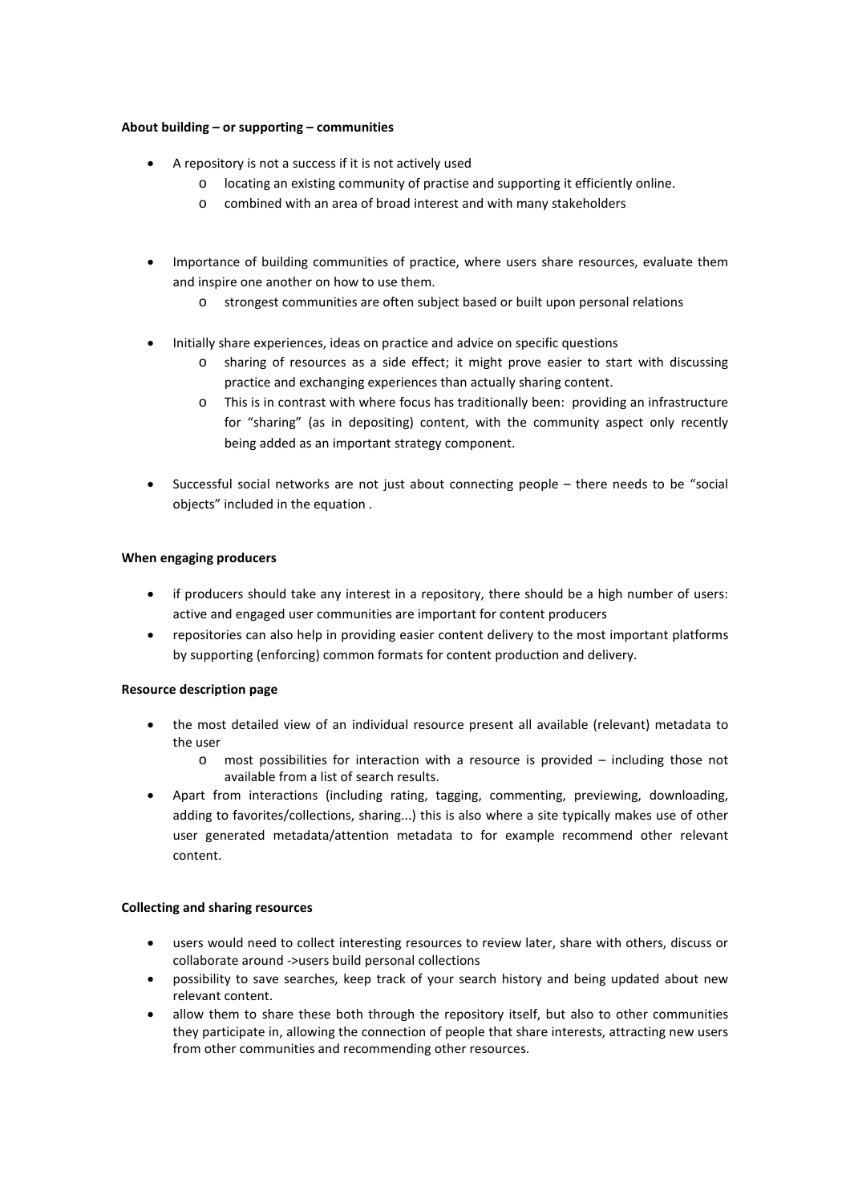**About building – or supporting – communities**

- A repository is not a success if it is not actively used
  - locating an existing community of practise and supporting it efficiently online.
  - combined with an area of broad interest and with many stakeholders

- Importance of building communities of practice, where users share resources, evaluate them and inspire one another on how to use them.
  - strongest communities are often subject based or built upon personal relations

- Initially share experiences, ideas on practice and advice on specific questions
  - sharing of resources as a side effect; it might prove easier to start with discussing practice and exchanging experiences than actually sharing content.
  - This is in contrast with where focus has traditionally been: providing an infrastructure for "sharing" (as in depositing) content, with the community aspect only recently being added as an important strategy component.

- Successful social networks are not just about connecting people – there needs to be "social objects" included in the equation .

**When engaging producers**

- if producers should take any interest in a repository, there should be a high number of users: active and engaged user communities are important for content producers
- repositories can also help in providing easier content delivery to the most important platforms by supporting (enforcing) common formats for content production and delivery.

**Resource description page**

- the most detailed view of an individual resource present all available (relevant) metadata to the user
  - most possibilities for interaction with a resource is provided – including those not available from a list of search results.
- Apart from interactions (including rating, tagging, commenting, previewing, downloading, adding to favorites/collections, sharing...) this is also where a site typically makes use of other user generated metadata/attention metadata to for example recommend other relevant content.

**Collecting and sharing resources**

- users would need to collect interesting resources to review later, share with others, discuss or collaborate around ->users build personal collections
- possibility to save searches, keep track of your search history and being updated about new relevant content.
- allow them to share these both through the repository itself, but also to other communities they participate in, allowing the connection of people that share interests, attracting new users from other communities and recommending other resources.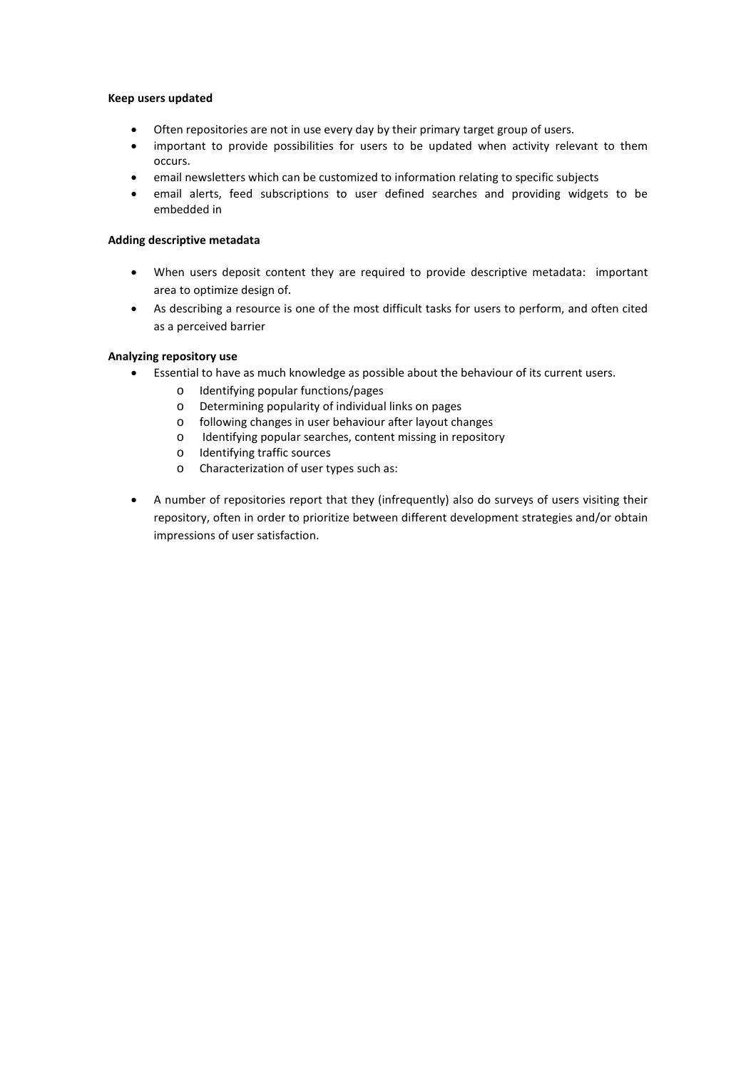**Keep users updated**

- Often repositories are not in use every day by their primary target group of users.
- important to provide possibilities for users to be updated when activity relevant to them occurs.
- email newsletters which can be customized to information relating to specific subjects
- email alerts, feed subscriptions to user defined searches and providing widgets to be embedded in

**Adding descriptive metadata**

- When users deposit content they are required to provide descriptive metadata: important area to optimize design of.
- As describing a resource is one of the most difficult tasks for users to perform, and often cited as a perceived barrier

**Analyzing repository use**

- Essential to have as much knowledge as possible about the behaviour of its current users.
  - Identifying popular functions/pages
  - Determining popularity of individual links on pages
  - following changes in user behaviour after layout changes
  - Identifying popular searches, content missing in repository
  - Identifying traffic sources
  - Characterization of user types such as:
- A number of repositories report that they (infrequently) also do surveys of users visiting their repository, often in order to prioritize between different development strategies and/or obtain impressions of user satisfaction.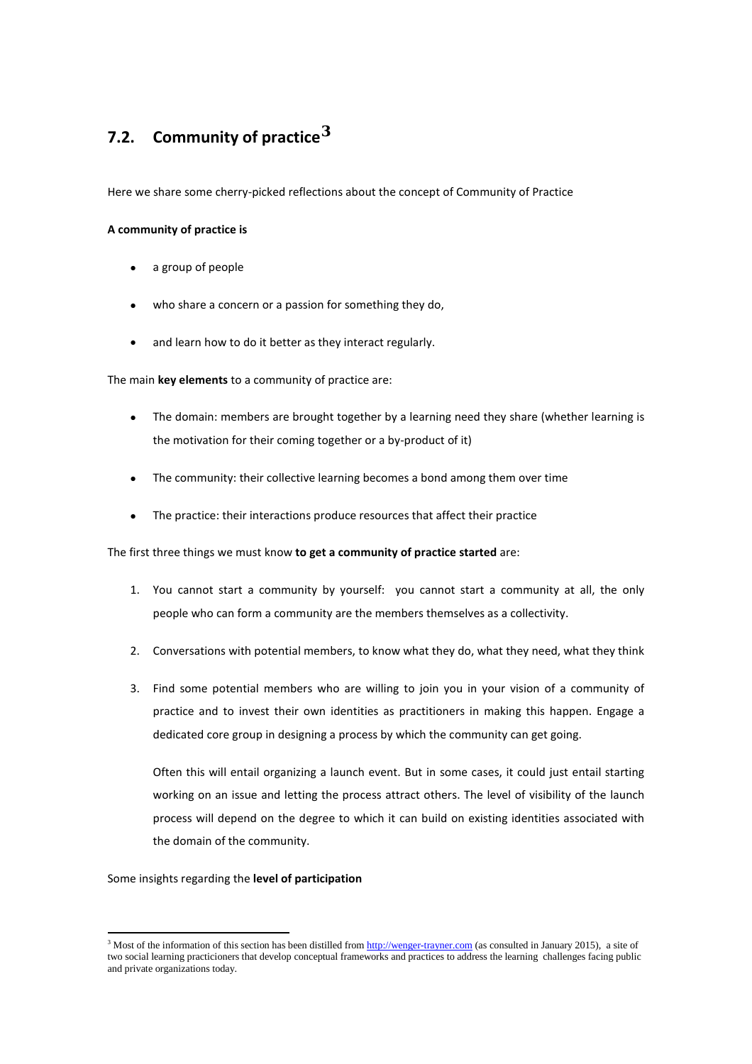## 7.2. Community of practice[3]

Here we share some cherry-picked reflections about the concept of Community of Practice

**A community of practice is**

- a group of people
- who share a concern or a passion for something they do,
- and learn how to do it better as they interact regularly.

The main **key elements** to a community of practice are:

- The domain: members are brought together by a learning need they share (whether learning is the motivation for their coming together or a by-product of it)
- The community: their collective learning becomes a bond among them over time
- The practice: their interactions produce resources that affect their practice

The first three things we must know **to get a community of practice started** are:

1. You cannot start a community by yourself: you cannot start a community at all, the only people who can form a community are the members themselves as a collectivity.
2. Conversations with potential members, to know what they do, what they need, what they think
3. Find some potential members who are willing to join you in your vision of a community of practice and to invest their own identities as practitioners in making this happen. Engage a dedicated core group in designing a process by which the community can get going.

   Often this will entail organizing a launch event. But in some cases, it could just entail starting working on an issue and letting the process attract others. The level of visibility of the launch process will depend on the degree to which it can build on existing identities associated with the domain of the community.

Some insights regarding the **level of participation**

---

[3] Most of the information of this section has been distilled from http://wenger-trayner.com (as consulted in January 2015), a site of two social learning practicioners that develop conceptual frameworks and practices to address the learning challenges facing public and private organizations today.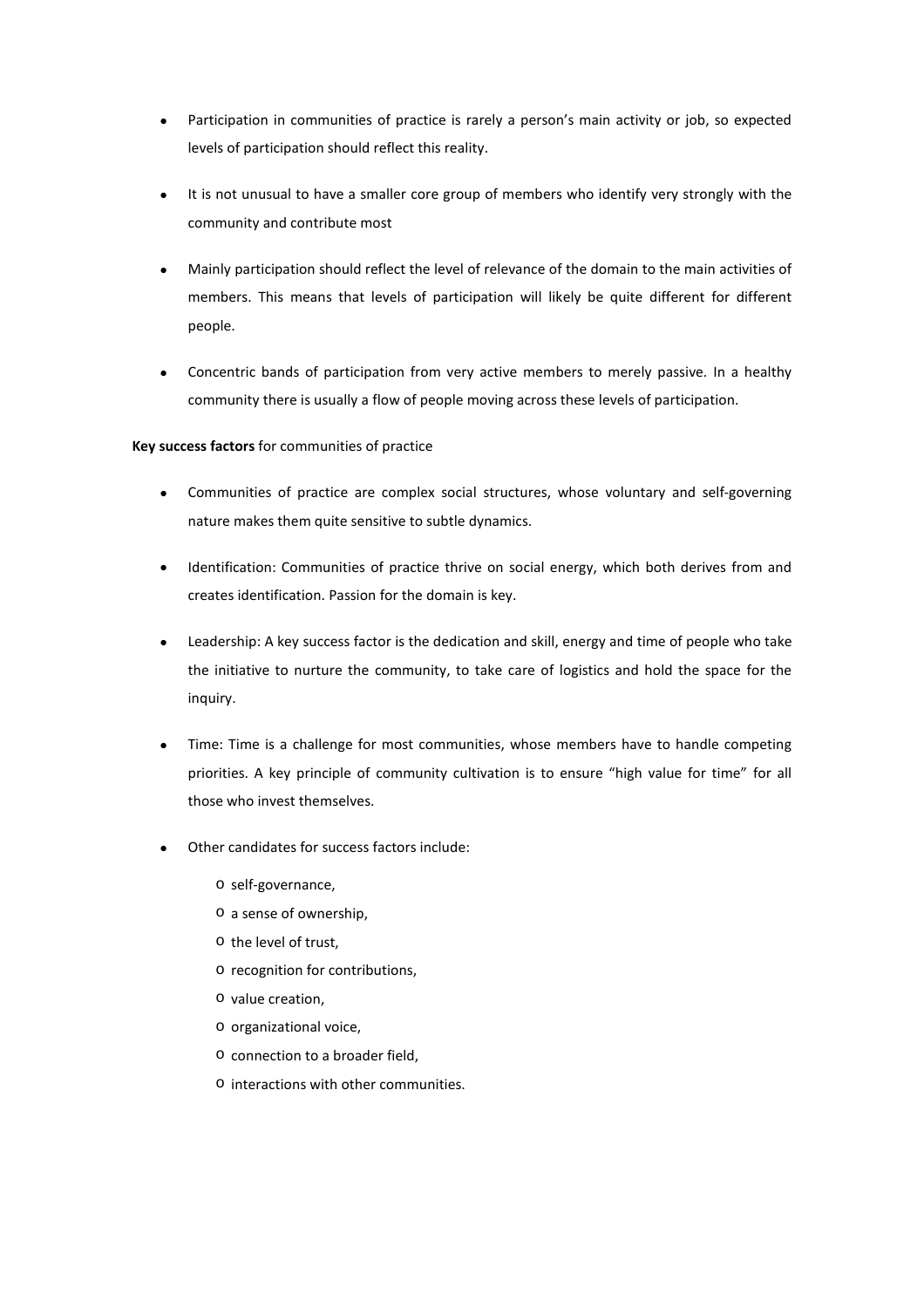- Participation in communities of practice is rarely a person's main activity or job, so expected levels of participation should reflect this reality.
- It is not unusual to have a smaller core group of members who identify very strongly with the community and contribute most
- Mainly participation should reflect the level of relevance of the domain to the main activities of members. This means that levels of participation will likely be quite different for different people.
- Concentric bands of participation from very active members to merely passive. In a healthy community there is usually a flow of people moving across these levels of participation.

**Key success factors** for communities of practice

- Communities of practice are complex social structures, whose voluntary and self-governing nature makes them quite sensitive to subtle dynamics.
- Identification: Communities of practice thrive on social energy, which both derives from and creates identification. Passion for the domain is key.
- Leadership: A key success factor is the dedication and skill, energy and time of people who take the initiative to nurture the community, to take care of logistics and hold the space for the inquiry.
- Time: Time is a challenge for most communities, whose members have to handle competing priorities. A key principle of community cultivation is to ensure "high value for time" for all those who invest themselves.
- Other candidates for success factors include:
    - self-governance,
    - a sense of ownership,
    - the level of trust,
    - recognition for contributions,
    - value creation,
    - organizational voice,
    - connection to a broader field,
    - interactions with other communities.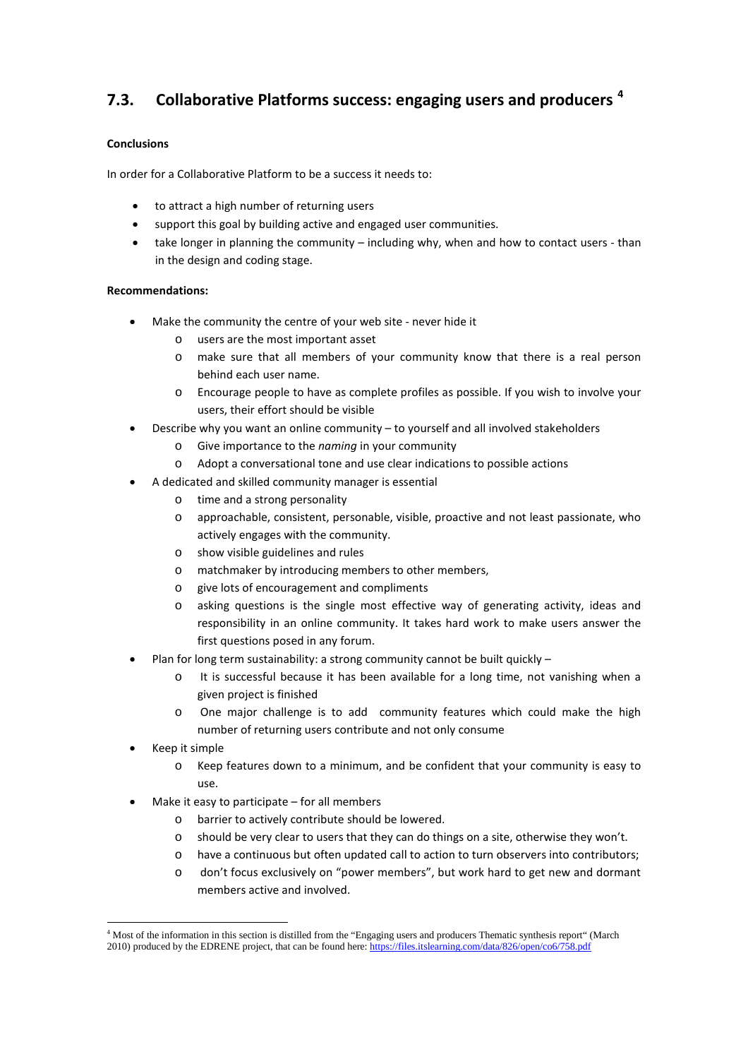## 7.3. Collaborative Platforms success: engaging users and producers [4]

**Conclusions**

In order for a Collaborative Platform to be a success it needs to:

- to attract a high number of returning users
- support this goal by building active and engaged user communities.
- take longer in planning the community – including why, when and how to contact users - than in the design and coding stage.

**Recommendations:**

- Make the community the centre of your web site - never hide it
  - users are the most important asset
  - make sure that all members of your community know that there is a real person behind each user name.
  - Encourage people to have as complete profiles as possible. If you wish to involve your users, their effort should be visible
- Describe why you want an online community – to yourself and all involved stakeholders
  - Give importance to the *naming* in your community
  - Adopt a conversational tone and use clear indications to possible actions
- A dedicated and skilled community manager is essential
  - time and a strong personality
  - approachable, consistent, personable, visible, proactive and not least passionate, who actively engages with the community.
  - show visible guidelines and rules
  - matchmaker by introducing members to other members,
  - give lots of encouragement and compliments
  - asking questions is the single most effective way of generating activity, ideas and responsibility in an online community. It takes hard work to make users answer the first questions posed in any forum.
- Plan for long term sustainability: a strong community cannot be built quickly –
  - It is successful because it has been available for a long time, not vanishing when a given project is finished
  - One major challenge is to add community features which could make the high number of returning users contribute and not only consume
- Keep it simple
  - Keep features down to a minimum, and be confident that your community is easy to use.
- Make it easy to participate – for all members
  - barrier to actively contribute should be lowered.
  - should be very clear to users that they can do things on a site, otherwise they won't.
  - have a continuous but often updated call to action to turn observers into contributors;
  - don't focus exclusively on "power members", but work hard to get new and dormant members active and involved.

[4] Most of the information in this section is distilled from the "Engaging users and producers Thematic synthesis report" (March 2010) produced by the EDRENE project, that can be found here: https://files.itslearning.com/data/826/open/co6/758.pdf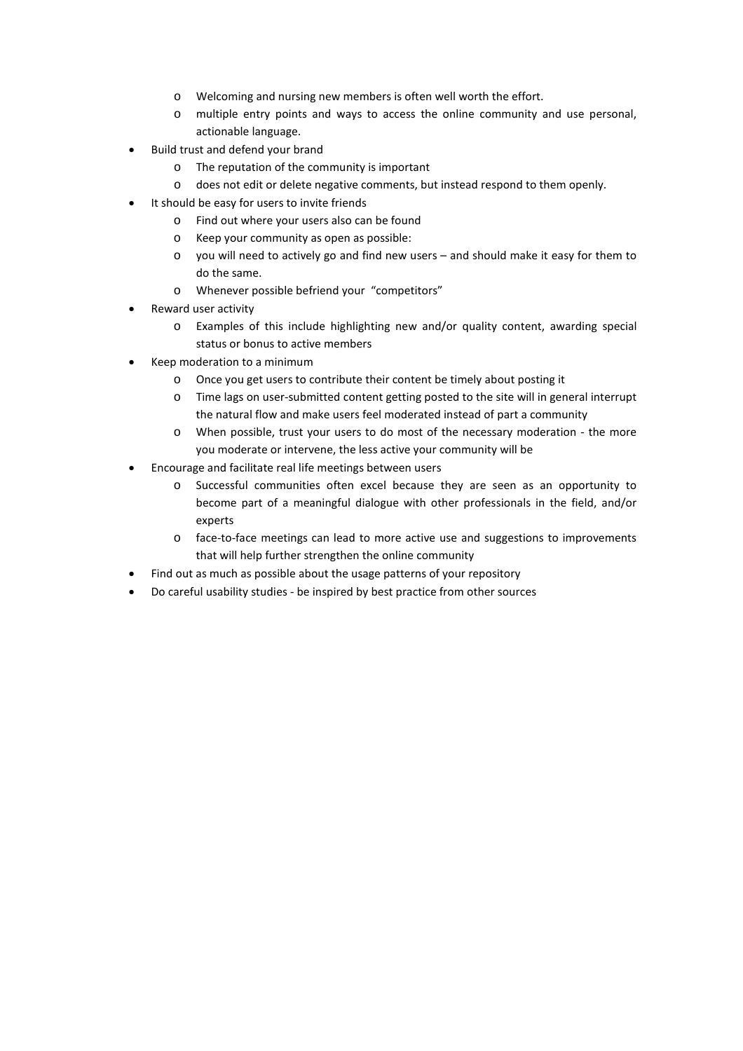- Welcoming and nursing new members is often well worth the effort.
  - multiple entry points and ways to access the online community and use personal, actionable language.
- Build trust and defend your brand
  - The reputation of the community is important
  - does not edit or delete negative comments, but instead respond to them openly.
- It should be easy for users to invite friends
  - Find out where your users also can be found
  - Keep your community as open as possible:
  - you will need to actively go and find new users – and should make it easy for them to do the same.
  - Whenever possible befriend your "competitors"
- Reward user activity
  - Examples of this include highlighting new and/or quality content, awarding special status or bonus to active members
- Keep moderation to a minimum
  - Once you get users to contribute their content be timely about posting it
  - Time lags on user-submitted content getting posted to the site will in general interrupt the natural flow and make users feel moderated instead of part a community
  - When possible, trust your users to do most of the necessary moderation - the more you moderate or intervene, the less active your community will be
- Encourage and facilitate real life meetings between users
  - Successful communities often excel because they are seen as an opportunity to become part of a meaningful dialogue with other professionals in the field, and/or experts
  - face-to-face meetings can lead to more active use and suggestions to improvements that will help further strengthen the online community
- Find out as much as possible about the usage patterns of your repository
- Do careful usability studies - be inspired by best practice from other sources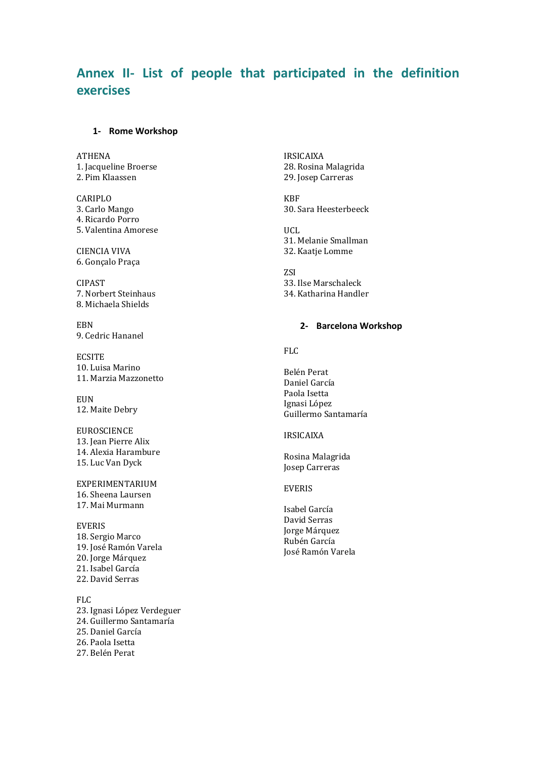# Annex II- List of people that participated in the definition exercises

## 1- Rome Workshop

ATHENA
1. Jacqueline Broerse
2. Pim Klaassen

CARIPLO
3. Carlo Mango
4. Ricardo Porro
5. Valentina Amorese

CIENCIA VIVA
6. Gonçalo Praça

CIPAST
7. Norbert Steinhaus
8. Michaela Shields

EBN
9. Cedric Hananel

ECSITE
10. Luisa Marino
11. Marzia Mazzonetto

EUN
12. Maite Debry

EUROSCIENCE
13. Jean Pierre Alix
14. Alexia Harambure
15. Luc Van Dyck

EXPERIMENTARIUM
16. Sheena Laursen
17. Mai Murmann

EVERIS
18. Sergio Marco
19. José Ramón Varela
20. Jorge Márquez
21. Isabel García
22. David Serras

FLC
23. Ignasi López Verdeguer
24. Guillermo Santamaría
25. Daniel García
26. Paola Isetta
27. Belén Perat

IRSICAIXA
28. Rosina Malagrida
29. Josep Carreras

KBF
30. Sara Heesterbeeck

UCL
31. Melanie Smallman
32. Kaatje Lomme

ZSI
33. Ilse Marschaleck
34. Katharina Handler

## 2- Barcelona Workshop

FLC

Belén Perat
Daniel García
Paola Isetta
Ignasi López
Guillermo Santamaría

IRSICAIXA

Rosina Malagrida
Josep Carreras

EVERIS

Isabel García
David Serras
Jorge Márquez
Rubén García
José Ramón Varela